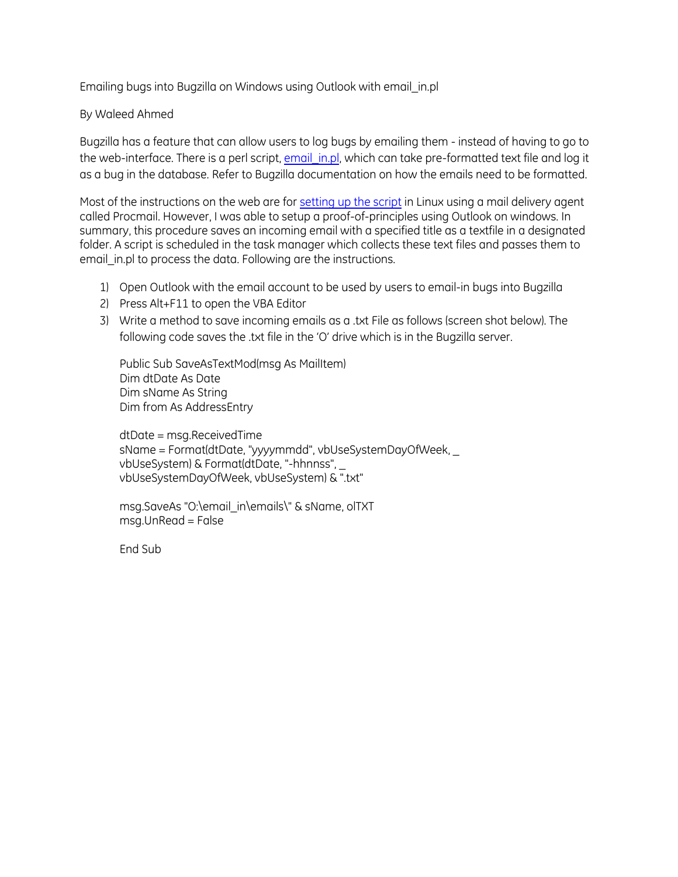Emailing bugs into Bugzilla on Windows using Outlook with email_in.pl

By Waleed Ahmed

Bugzilla has a feature that can allow users to log bugs by emailing them - instead of having to go to the web-interface. There is a perl script, email_in.pl, which can take pre-formatted text file and log it as a bug in the database. Refer to Bugzilla documentation on how the emails need to be formatted.

Most of the instructions on the web are for setting up the script in Linux using a mail delivery agent called Procmail. However, I was able to setup a proof-of-principles using Outlook on windows. In summary, this procedure saves an incoming email with a specified title as a textfile in a designated folder. A script is scheduled in the task manager which collects these text files and passes them to email_in.pl to process the data. Following are the instructions.

1) Open Outlook with the email account to be used by users to email-in bugs into Bugzilla
2) Press Alt+F11 to open the VBA Editor
3) Write a method to save incoming emails as a .txt File as follows (screen shot below). The following code saves the .txt file in the 'O' drive which is in the Bugzilla server.

```
Public Sub SaveAsTextMod(msg As MailItem)
Dim dtDate As Date
Dim sName As String
Dim from As AddressEntry

dtDate = msg.ReceivedTime
sName = Format(dtDate, "yyyymmdd", vbUseSystemDayOfWeek, _
vbUseSystem) & Format(dtDate, "-hhnnss", _
vbUseSystemDayOfWeek, vbUseSystem) & ".txt"

msg.SaveAs "O:\email_in\emails\" & sName, olTXT
msg.UnRead = False

End Sub
```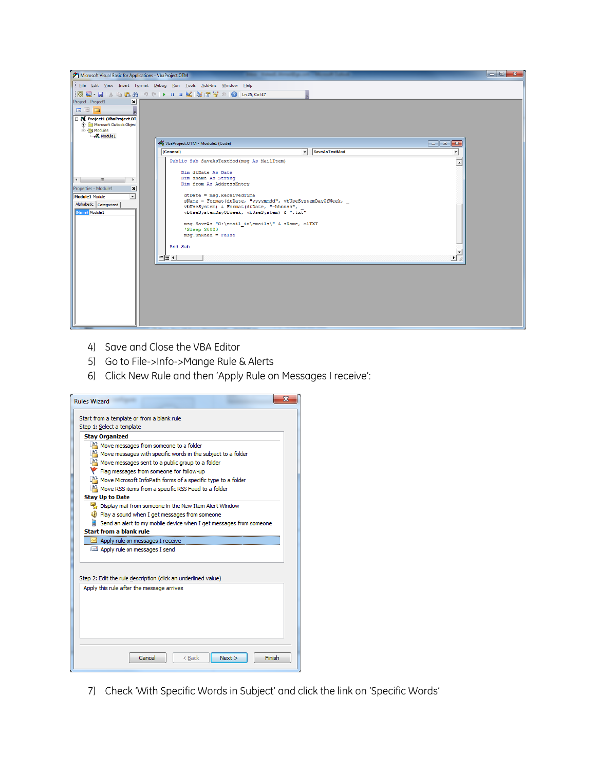4) Save and Close the VBA Editor
5) Go to File->Info->Mange Rule & Alerts
6) Click New Rule and then 'Apply Rule on Messages I receive':

7) Check 'With Specific Words in Subject' and click the link on 'Specific Words'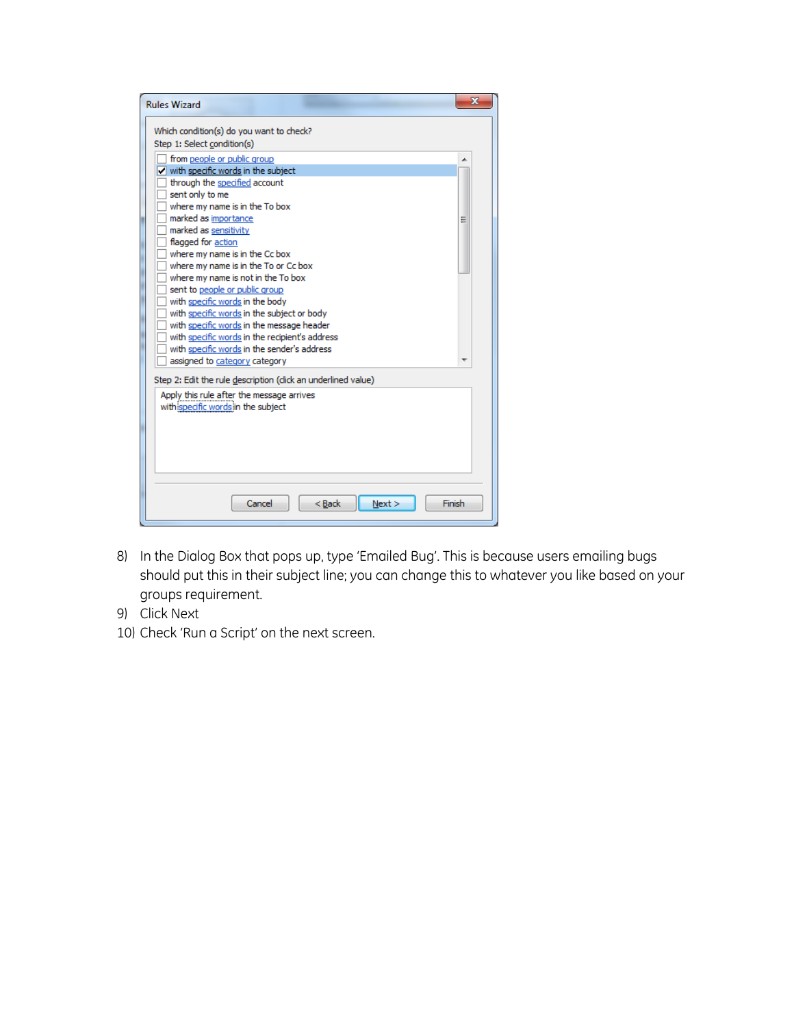8) In the Dialog Box that pops up, type 'Emailed Bug'. This is because users emailing bugs should put this in their subject line; you can change this to whatever you like based on your groups requirement.
9) Click Next
10) Check 'Run a Script' on the next screen.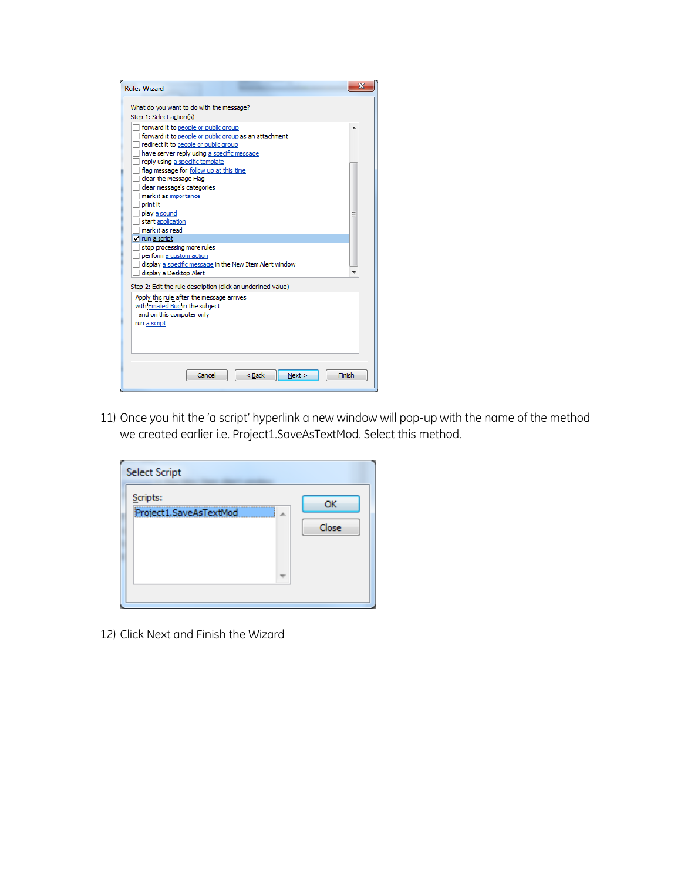11) Once you hit the 'a script' hyperlink a new window will pop-up with the name of the method we created earlier i.e. Project1.SaveAsTextMod. Select this method.

12) Click Next and Finish the Wizard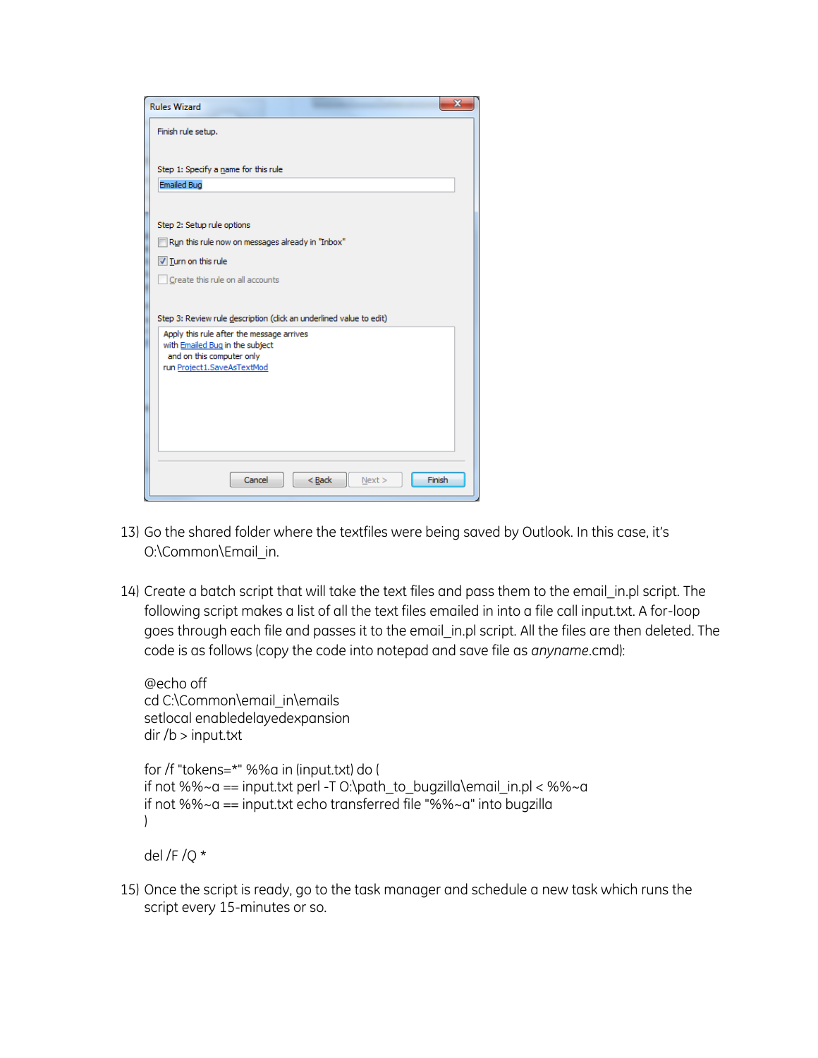13) Go the shared folder where the textfiles were being saved by Outlook. In this case, it's O:\Common\Email_in.

14) Create a batch script that will take the text files and pass them to the email_in.pl script. The following script makes a list of all the text files emailed in into a file call input.txt. A for-loop goes through each file and passes it to the email_in.pl script. All the files are then deleted. The code is as follows (copy the code into notepad and save file as *anyname*.cmd):

```
@echo off
cd C:\Common\email_in\emails
setlocal enabledelayedexpansion
dir /b > input.txt

for /f "tokens=*" %%a in (input.txt) do (
if not %%~a == input.txt perl -T O:\path_to_bugzilla\email_in.pl < %%~a
if not %%~a == input.txt echo transferred file "%%~a" into bugzilla
)

del /F /Q *
```

15) Once the script is ready, go to the task manager and schedule a new task which runs the script every 15-minutes or so.